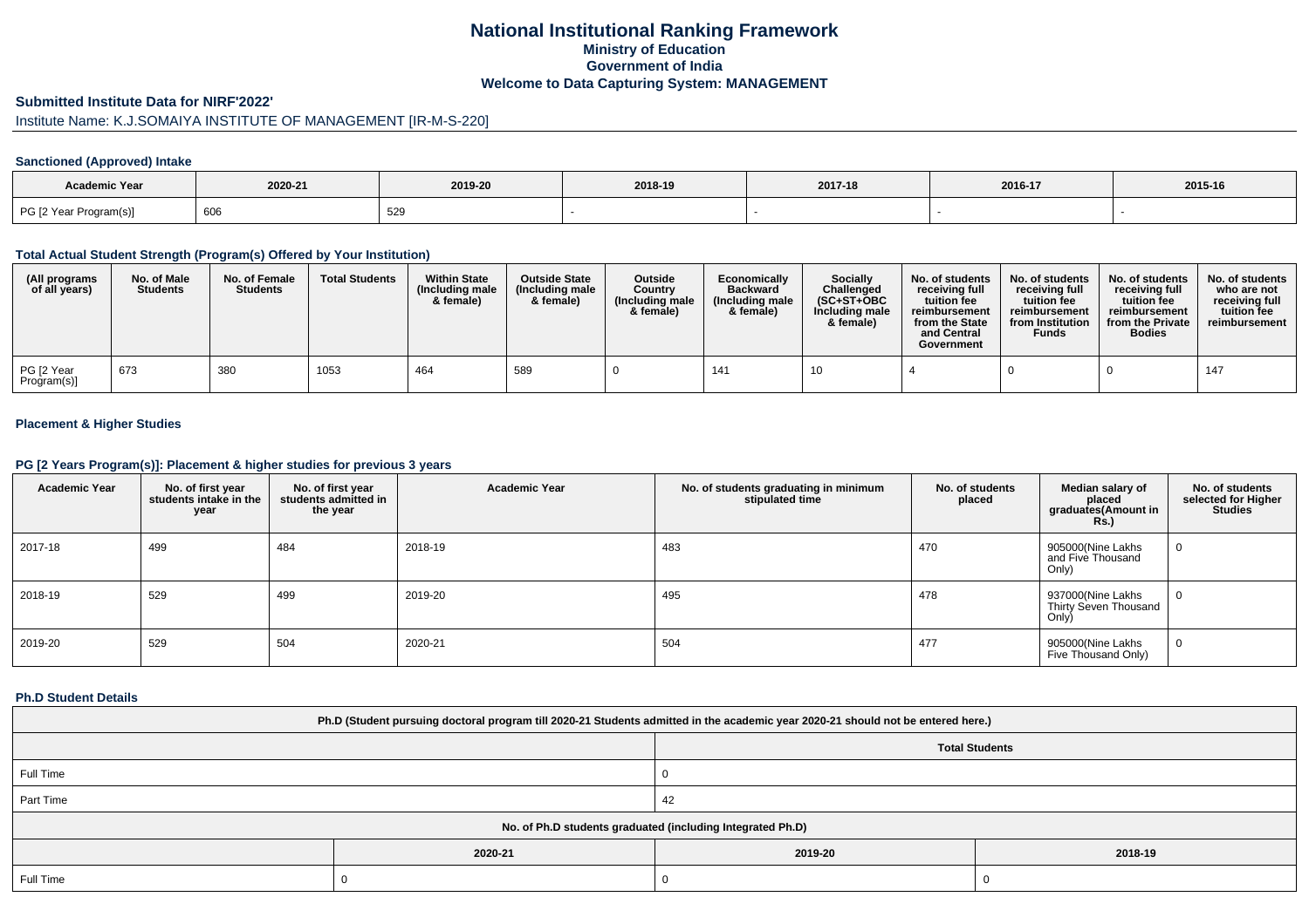# National Institutional Ranking Framework
## Ministry of Education
## Government of India
## Welcome to Data Capturing System: MANAGEMENT

### Submitted Institute Data for NIRF'2022'

Institute Name: K.J.SOMAIYA INSTITUTE OF MANAGEMENT [IR-M-S-220]

### Sanctioned (Approved) Intake

| Academic Year | 2020-21 | 2019-20 | 2018-19 | 2017-18 | 2016-17 | 2015-16 |
|---|---|---|---|---|---|---|
| PG [2 Year Program(s)] | 606 | 529 | - | - | - | - |

### Total Actual Student Strength (Program(s) Offered by Your Institution)

| (All programs of all years) | No. of Male Students | No. of Female Students | Total Students | Within State (Including male & female) | Outside State (Including male & female) | Outside Country (Including male & female) | Economically Backward (Including male & female) | Socially Challenged (SC+ST+OBC Including male & female) | No. of students receiving full tuition fee reimbursement from the State and Central Government | No. of students receiving full tuition fee reimbursement from Institution Funds | No. of students receiving full tuition fee reimbursement from the Private Bodies | No. of students who are not receiving full tuition fee reimbursement |
|---|---|---|---|---|---|---|---|---|---|---|---|---|
| PG [2 Year Program(s)] | 673 | 380 | 1053 | 464 | 589 | 0 | 141 | 10 | 4 | 0 | 0 | 147 |

### Placement & Higher Studies

### PG [2 Years Program(s)]: Placement & higher studies for previous 3 years

| Academic Year | No. of first year students intake in the year | No. of first year students admitted in the year | Academic Year | No. of students graduating in minimum stipulated time | No. of students placed | Median salary of placed graduates(Amount in Rs.) | No. of students selected for Higher Studies |
|---|---|---|---|---|---|---|---|
| 2017-18 | 499 | 484 | 2018-19 | 483 | 470 | 905000(Nine Lakhs and Five Thousand Only) | 0 |
| 2018-19 | 529 | 499 | 2019-20 | 495 | 478 | 937000(Nine Lakhs Thirty Seven Thousand Only) | 0 |
| 2019-20 | 529 | 504 | 2020-21 | 504 | 477 | 905000(Nine Lakhs Five Thousand Only) | 0 |

### Ph.D Student Details

| Ph.D (Student pursuing doctoral program till 2020-21 Students admitted in the academic year 2020-21 should not be entered here.) | |
|---|---|
| | Total Students |
| Full Time | 0 |
| Part Time | 42 |

| No. of Ph.D students graduated (including Integrated Ph.D) | | | |
|---|---|---|---|
| | 2020-21 | 2019-20 | 2018-19 |
| Full Time | 0 | 0 | 0 |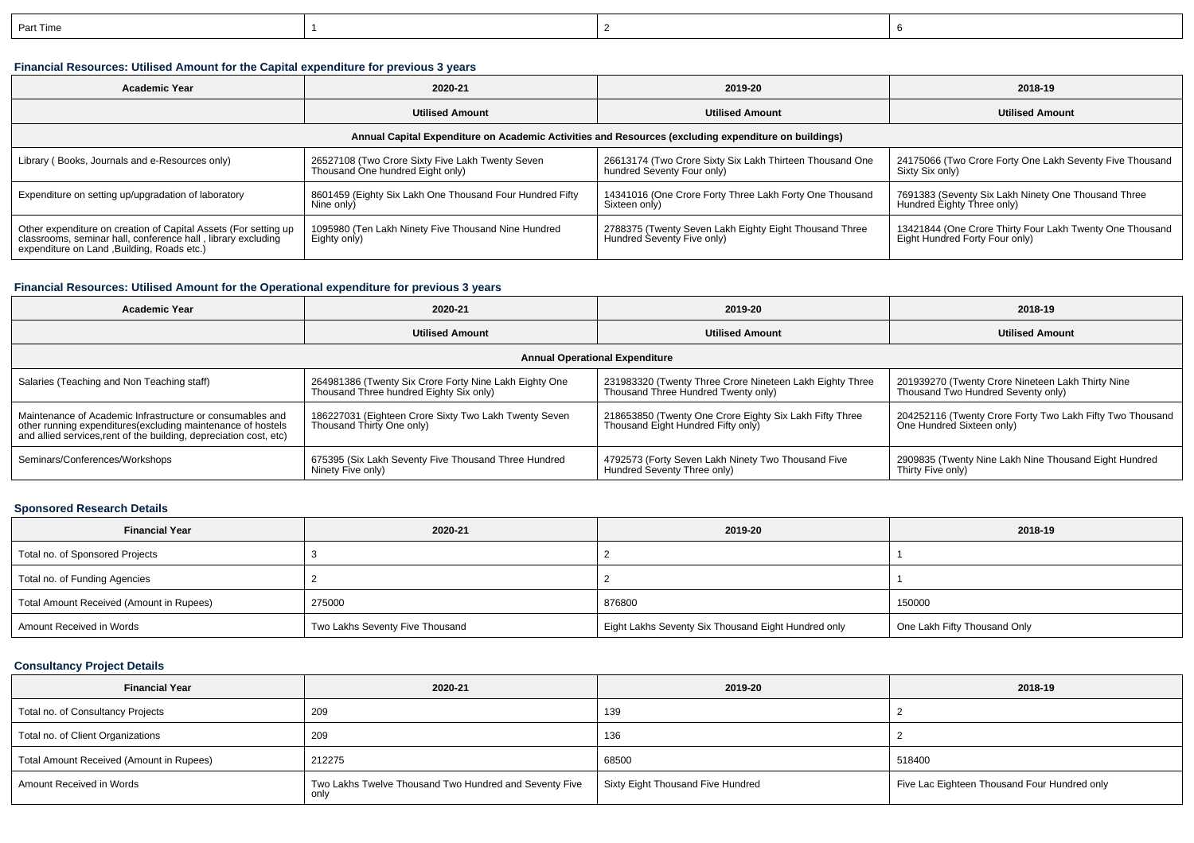| Part Time | 1 | 2 | 6 |
|---|---|---|---|

### Financial Resources: Utilised Amount for the Capital expenditure for previous 3 years

| Academic Year | 2020-21 | 2019-20 | 2018-19 |
|---|---|---|---|
| | Utilised Amount | Utilised Amount | Utilised Amount |
| Annual Capital Expenditure on Academic Activities and Resources (excluding expenditure on buildings) | | | |
| Library ( Books, Journals and e-Resources only) | 26527108 (Two Crore Sixty Five Lakh Twenty Seven Thousand One hundred Eight only) | 26613174 (Two Crore Sixty Six Lakh Thirteen Thousand One hundred Seventy Four only) | 24175066 (Two Crore Forty One Lakh Seventy Five Thousand Sixty Six only) |
| Expenditure on setting up/upgradation of laboratory | 8601459 (Eighty Six Lakh One Thousand Four Hundred Fifty Nine only) | 14341016 (One Crore Forty Three Lakh Forty One Thousand Sixteen only) | 7691383 (Seventy Six Lakh Ninety One Thousand Three Hundred Eighty Three only) |
| Other expenditure on creation of Capital Assets (For setting up classrooms, seminar hall, conference hall , library excluding expenditure on Land ,Building, Roads etc.) | 1095980 (Ten Lakh Ninety Five Thousand Nine Hundred Eighty only) | 2788375 (Twenty Seven Lakh Eighty Eight Thousand Three Hundred Seventy Five only) | 13421844 (One Crore Thirty Four Lakh Twenty One Thousand Eight Hundred Forty Four only) |

### Financial Resources: Utilised Amount for the Operational expenditure for previous 3 years

| Academic Year | 2020-21 | 2019-20 | 2018-19 |
|---|---|---|---|
| | Utilised Amount | Utilised Amount | Utilised Amount |
| Annual Operational Expenditure | | | |
| Salaries (Teaching and Non Teaching staff) | 264981386 (Twenty Six Crore Forty Nine Lakh Eighty One Thousand Three hundred Eighty Six only) | 231983320 (Twenty Three Crore Nineteen Lakh Eighty Three Thousand Three Hundred Twenty only) | 201939270 (Twenty Crore Nineteen Lakh Thirty Nine Thousand Two Hundred Seventy only) |
| Maintenance of Academic Infrastructure or consumables and other running expenditures(excluding maintenance of hostels and allied services,rent of the building, depreciation cost, etc) | 186227031 (Eighteen Crore Sixty Two Lakh Twenty Seven Thousand Thirty One only) | 218653850 (Twenty One Crore Eighty Six Lakh Fifty Three Thousand Eight Hundred Fifty only) | 204252116 (Twenty Crore Forty Two Lakh Fifty Two Thousand One Hundred Sixteen only) |
| Seminars/Conferences/Workshops | 675395 (Six Lakh Seventy Five Thousand Three Hundred Ninety Five only) | 4792573 (Forty Seven Lakh Ninety Two Thousand Five Hundred Seventy Three only) | 2909835 (Twenty Nine Lakh Nine Thousand Eight Hundred Thirty Five only) |

### Sponsored Research Details

| Financial Year | 2020-21 | 2019-20 | 2018-19 |
|---|---|---|---|
| Total no. of Sponsored Projects | 3 | 2 | 1 |
| Total no. of Funding Agencies | 2 | 2 | 1 |
| Total Amount Received (Amount in Rupees) | 275000 | 876800 | 150000 |
| Amount Received in Words | Two Lakhs Seventy Five Thousand | Eight Lakhs Seventy Six Thousand Eight Hundred only | One Lakh Fifty Thousand Only |

### Consultancy Project Details

| Financial Year | 2020-21 | 2019-20 | 2018-19 |
|---|---|---|---|
| Total no. of Consultancy Projects | 209 | 139 | 2 |
| Total no. of Client Organizations | 209 | 136 | 2 |
| Total Amount Received (Amount in Rupees) | 212275 | 68500 | 518400 |
| Amount Received in Words | Two Lakhs Twelve Thousand Two Hundred and Seventy Five only | Sixty Eight Thousand Five Hundred | Five Lac Eighteen Thousand Four Hundred only |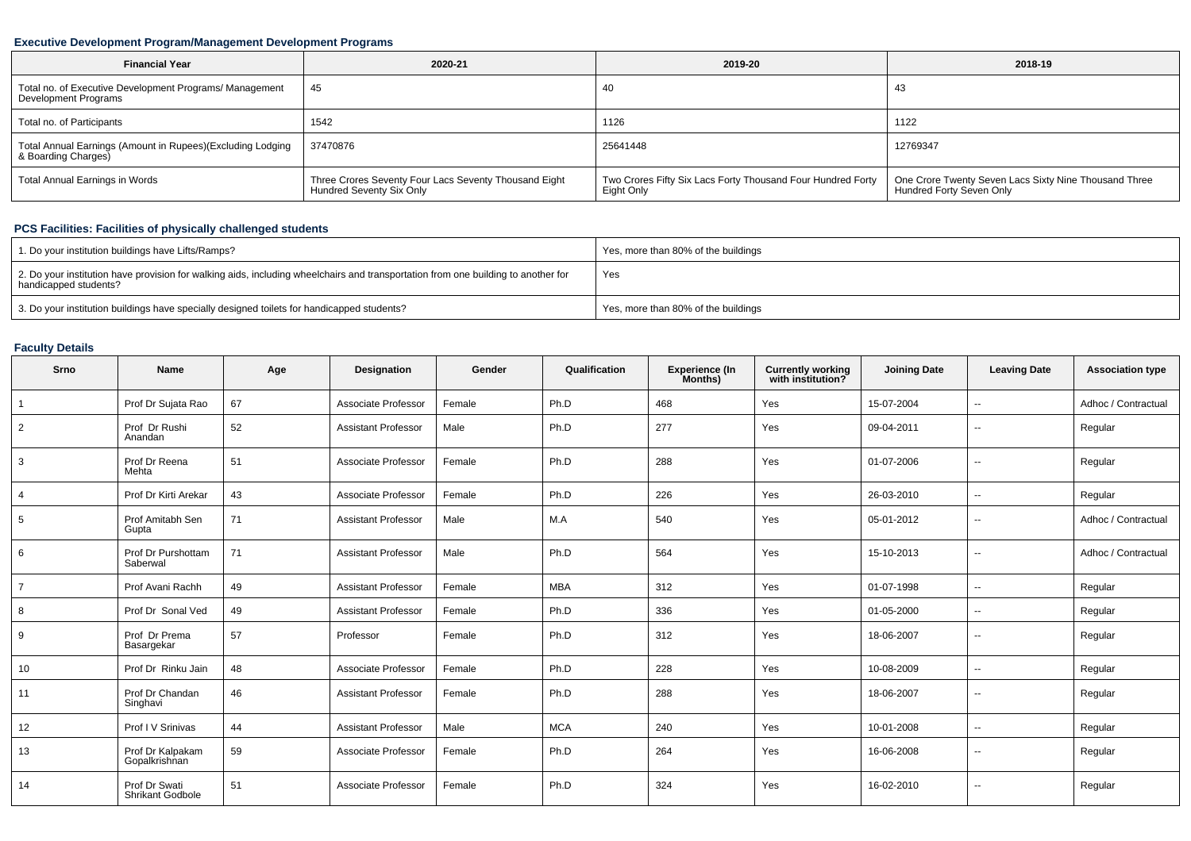### Executive Development Program/Management Development Programs

| Financial Year | 2020-21 | 2019-20 | 2018-19 |
|---|---|---|---|
| Total no. of Executive Development Programs/ Management Development Programs | 45 | 40 | 43 |
| Total no. of Participants | 1542 | 1126 | 1122 |
| Total Annual Earnings (Amount in Rupees)(Excluding Lodging & Boarding Charges) | 37470876 | 25641448 | 12769347 |
| Total Annual Earnings in Words | Three Crores Seventy Four Lacs Seventy Thousand Eight Hundred Seventy Six Only | Two Crores Fifty Six Lacs Forty Thousand Four Hundred Forty Eight Only | One Crore Twenty Seven Lacs Sixty Nine Thousand Three Hundred Forty Seven Only |

### PCS Facilities: Facilities of physically challenged students

| | |
|---|---|
| 1. Do your institution buildings have Lifts/Ramps? | Yes, more than 80% of the buildings |
| 2. Do your institution have provision for walking aids, including wheelchairs and transportation from one building to another for handicapped students? | Yes |
| 3. Do your institution buildings have specially designed toilets for handicapped students? | Yes, more than 80% of the buildings |

### Faculty Details

| Srno | Name | Age | Designation | Gender | Qualification | Experience (In Months) | Currently working with institution? | Joining Date | Leaving Date | Association type |
|---|---|---|---|---|---|---|---|---|---|---|
| 1 | Prof Dr Sujata Rao | 67 | Associate Professor | Female | Ph.D | 468 | Yes | 15-07-2004 | -- | Adhoc / Contractual |
| 2 | Prof Dr Rushi Anandan | 52 | Assistant Professor | Male | Ph.D | 277 | Yes | 09-04-2011 | -- | Regular |
| 3 | Prof Dr Reena Mehta | 51 | Associate Professor | Female | Ph.D | 288 | Yes | 01-07-2006 | -- | Regular |
| 4 | Prof Dr Kirti Arekar | 43 | Associate Professor | Female | Ph.D | 226 | Yes | 26-03-2010 | -- | Regular |
| 5 | Prof Amitabh Sen Gupta | 71 | Assistant Professor | Male | M.A | 540 | Yes | 05-01-2012 | -- | Adhoc / Contractual |
| 6 | Prof Dr Purshottam Saberwal | 71 | Assistant Professor | Male | Ph.D | 564 | Yes | 15-10-2013 | -- | Adhoc / Contractual |
| 7 | Prof Avani Rachh | 49 | Assistant Professor | Female | MBA | 312 | Yes | 01-07-1998 | -- | Regular |
| 8 | Prof Dr Sonal Ved | 49 | Assistant Professor | Female | Ph.D | 336 | Yes | 01-05-2000 | -- | Regular |
| 9 | Prof Dr Prema Basargekar | 57 | Professor | Female | Ph.D | 312 | Yes | 18-06-2007 | -- | Regular |
| 10 | Prof Dr Rinku Jain | 48 | Associate Professor | Female | Ph.D | 228 | Yes | 10-08-2009 | -- | Regular |
| 11 | Prof Dr Chandan Singhavi | 46 | Assistant Professor | Female | Ph.D | 288 | Yes | 18-06-2007 | -- | Regular |
| 12 | Prof I V Srinivas | 44 | Assistant Professor | Male | MCA | 240 | Yes | 10-01-2008 | -- | Regular |
| 13 | Prof Dr Kalpakam Gopalkrishnan | 59 | Associate Professor | Female | Ph.D | 264 | Yes | 16-06-2008 | -- | Regular |
| 14 | Prof Dr Swati Shrikant Godbole | 51 | Associate Professor | Female | Ph.D | 324 | Yes | 16-02-2010 | -- | Regular |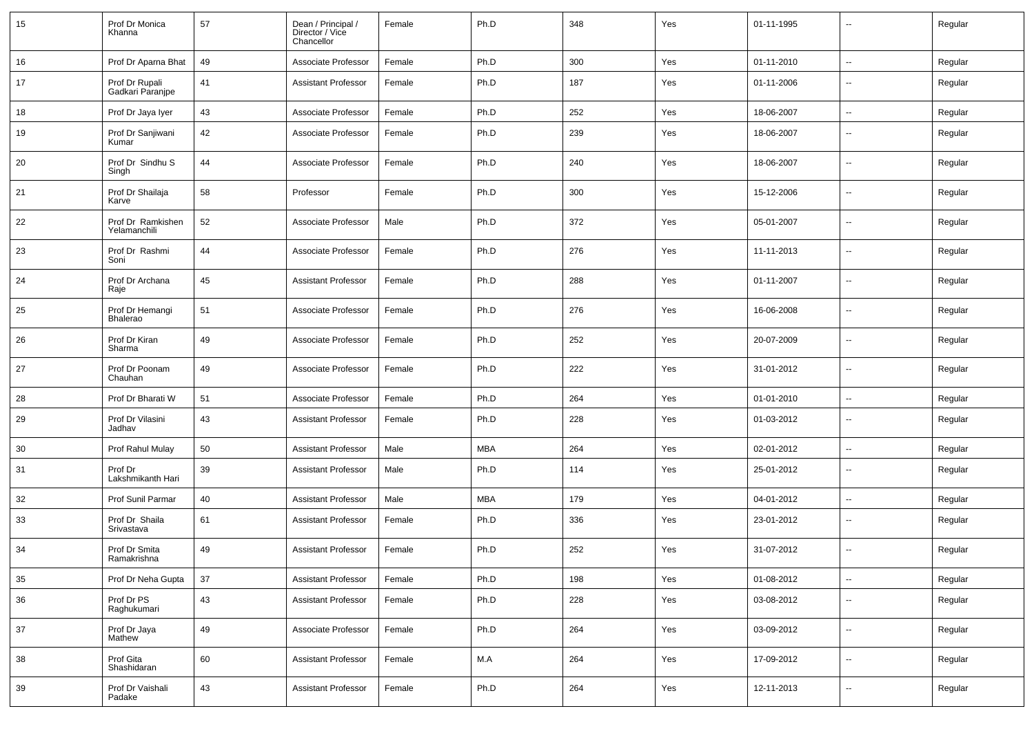| 15 | Prof Dr Monica Khanna | 57 | Dean / Principal / Director / Vice Chancellor | Female | Ph.D | 348 | Yes | 01-11-1995 | -- | Regular |
|---|---|---|---|---|---|---|---|---|---|---|
| 16 | Prof Dr Aparna Bhat | 49 | Associate Professor | Female | Ph.D | 300 | Yes | 01-11-2010 | -- | Regular |
| 17 | Prof Dr Rupali Gadkari Paranjpe | 41 | Assistant Professor | Female | Ph.D | 187 | Yes | 01-11-2006 | -- | Regular |
| 18 | Prof Dr Jaya Iyer | 43 | Associate Professor | Female | Ph.D | 252 | Yes | 18-06-2007 | -- | Regular |
| 19 | Prof Dr Sanjiwani Kumar | 42 | Associate Professor | Female | Ph.D | 239 | Yes | 18-06-2007 | -- | Regular |
| 20 | Prof Dr Sindhu S Singh | 44 | Associate Professor | Female | Ph.D | 240 | Yes | 18-06-2007 | -- | Regular |
| 21 | Prof Dr Shailaja Karve | 58 | Professor | Female | Ph.D | 300 | Yes | 15-12-2006 | -- | Regular |
| 22 | Prof Dr Ramkishen Yelamanchili | 52 | Associate Professor | Male | Ph.D | 372 | Yes | 05-01-2007 | -- | Regular |
| 23 | Prof Dr Rashmi Soni | 44 | Associate Professor | Female | Ph.D | 276 | Yes | 11-11-2013 | -- | Regular |
| 24 | Prof Dr Archana Raje | 45 | Assistant Professor | Female | Ph.D | 288 | Yes | 01-11-2007 | -- | Regular |
| 25 | Prof Dr Hemangi Bhalerao | 51 | Associate Professor | Female | Ph.D | 276 | Yes | 16-06-2008 | -- | Regular |
| 26 | Prof Dr Kiran Sharma | 49 | Associate Professor | Female | Ph.D | 252 | Yes | 20-07-2009 | -- | Regular |
| 27 | Prof Dr Poonam Chauhan | 49 | Associate Professor | Female | Ph.D | 222 | Yes | 31-01-2012 | -- | Regular |
| 28 | Prof Dr Bharati W | 51 | Associate Professor | Female | Ph.D | 264 | Yes | 01-01-2010 | -- | Regular |
| 29 | Prof Dr Vilasini Jadhav | 43 | Assistant Professor | Female | Ph.D | 228 | Yes | 01-03-2012 | -- | Regular |
| 30 | Prof Rahul Mulay | 50 | Assistant Professor | Male | MBA | 264 | Yes | 02-01-2012 | -- | Regular |
| 31 | Prof Dr Lakshmikanth Hari | 39 | Assistant Professor | Male | Ph.D | 114 | Yes | 25-01-2012 | -- | Regular |
| 32 | Prof Sunil Parmar | 40 | Assistant Professor | Male | MBA | 179 | Yes | 04-01-2012 | -- | Regular |
| 33 | Prof Dr Shaila Srivastava | 61 | Assistant Professor | Female | Ph.D | 336 | Yes | 23-01-2012 | -- | Regular |
| 34 | Prof Dr Smita Ramakrishna | 49 | Assistant Professor | Female | Ph.D | 252 | Yes | 31-07-2012 | -- | Regular |
| 35 | Prof Dr Neha Gupta | 37 | Assistant Professor | Female | Ph.D | 198 | Yes | 01-08-2012 | -- | Regular |
| 36 | Prof Dr PS Raghukumari | 43 | Assistant Professor | Female | Ph.D | 228 | Yes | 03-08-2012 | -- | Regular |
| 37 | Prof Dr Jaya Mathew | 49 | Associate Professor | Female | Ph.D | 264 | Yes | 03-09-2012 | -- | Regular |
| 38 | Prof Gita Shashidaran | 60 | Assistant Professor | Female | M.A | 264 | Yes | 17-09-2012 | -- | Regular |
| 39 | Prof Dr Vaishali Padake | 43 | Assistant Professor | Female | Ph.D | 264 | Yes | 12-11-2013 | -- | Regular |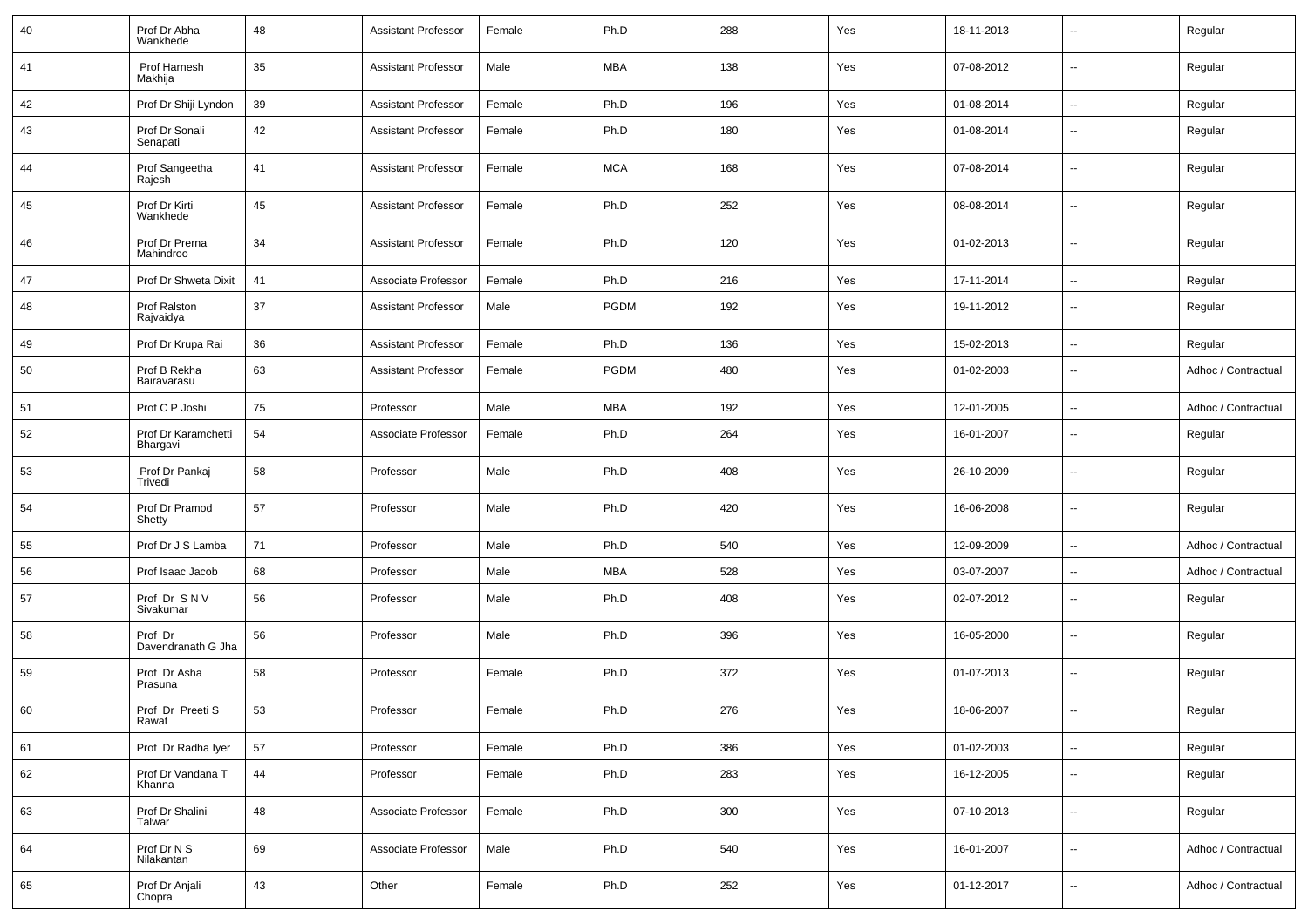| 40 | Prof Dr Abha Wankhede | 48 | Assistant Professor | Female | Ph.D | 288 | Yes | 18-11-2013 | -- | Regular |
|---|---|---|---|---|---|---|---|---|---|---|
| 41 | Prof Harnesh Makhija | 35 | Assistant Professor | Male | MBA | 138 | Yes | 07-08-2012 | -- | Regular |
| 42 | Prof Dr Shiji Lyndon | 39 | Assistant Professor | Female | Ph.D | 196 | Yes | 01-08-2014 | -- | Regular |
| 43 | Prof Dr Sonali Senapati | 42 | Assistant Professor | Female | Ph.D | 180 | Yes | 01-08-2014 | -- | Regular |
| 44 | Prof Sangeetha Rajesh | 41 | Assistant Professor | Female | MCA | 168 | Yes | 07-08-2014 | -- | Regular |
| 45 | Prof Dr Kirti Wankhede | 45 | Assistant Professor | Female | Ph.D | 252 | Yes | 08-08-2014 | -- | Regular |
| 46 | Prof Dr Prerna Mahindroo | 34 | Assistant Professor | Female | Ph.D | 120 | Yes | 01-02-2013 | -- | Regular |
| 47 | Prof Dr Shweta Dixit | 41 | Associate Professor | Female | Ph.D | 216 | Yes | 17-11-2014 | -- | Regular |
| 48 | Prof Ralston Rajvaidya | 37 | Assistant Professor | Male | PGDM | 192 | Yes | 19-11-2012 | -- | Regular |
| 49 | Prof Dr Krupa Rai | 36 | Assistant Professor | Female | Ph.D | 136 | Yes | 15-02-2013 | -- | Regular |
| 50 | Prof B Rekha Bairavarasu | 63 | Assistant Professor | Female | PGDM | 480 | Yes | 01-02-2003 | -- | Adhoc / Contractual |
| 51 | Prof C P Joshi | 75 | Professor | Male | MBA | 192 | Yes | 12-01-2005 | -- | Adhoc / Contractual |
| 52 | Prof Dr Karamchetti Bhargavi | 54 | Associate Professor | Female | Ph.D | 264 | Yes | 16-01-2007 | -- | Regular |
| 53 | Prof Dr Pankaj Trivedi | 58 | Professor | Male | Ph.D | 408 | Yes | 26-10-2009 | -- | Regular |
| 54 | Prof Dr Pramod Shetty | 57 | Professor | Male | Ph.D | 420 | Yes | 16-06-2008 | -- | Regular |
| 55 | Prof Dr J S Lamba | 71 | Professor | Male | Ph.D | 540 | Yes | 12-09-2009 | -- | Adhoc / Contractual |
| 56 | Prof Isaac Jacob | 68 | Professor | Male | MBA | 528 | Yes | 03-07-2007 | -- | Adhoc / Contractual |
| 57 | Prof Dr S N V Sivakumar | 56 | Professor | Male | Ph.D | 408 | Yes | 02-07-2012 | -- | Regular |
| 58 | Prof Dr Davendranath G Jha | 56 | Professor | Male | Ph.D | 396 | Yes | 16-05-2000 | -- | Regular |
| 59 | Prof Dr Asha Prasuna | 58 | Professor | Female | Ph.D | 372 | Yes | 01-07-2013 | -- | Regular |
| 60 | Prof Dr Preeti S Rawat | 53 | Professor | Female | Ph.D | 276 | Yes | 18-06-2007 | -- | Regular |
| 61 | Prof Dr Radha Iyer | 57 | Professor | Female | Ph.D | 386 | Yes | 01-02-2003 | -- | Regular |
| 62 | Prof Dr Vandana T Khanna | 44 | Professor | Female | Ph.D | 283 | Yes | 16-12-2005 | -- | Regular |
| 63 | Prof Dr Shalini Talwar | 48 | Associate Professor | Female | Ph.D | 300 | Yes | 07-10-2013 | -- | Regular |
| 64 | Prof Dr N S Nilakantan | 69 | Associate Professor | Male | Ph.D | 540 | Yes | 16-01-2007 | -- | Adhoc / Contractual |
| 65 | Prof Dr Anjali Chopra | 43 | Other | Female | Ph.D | 252 | Yes | 01-12-2017 | -- | Adhoc / Contractual |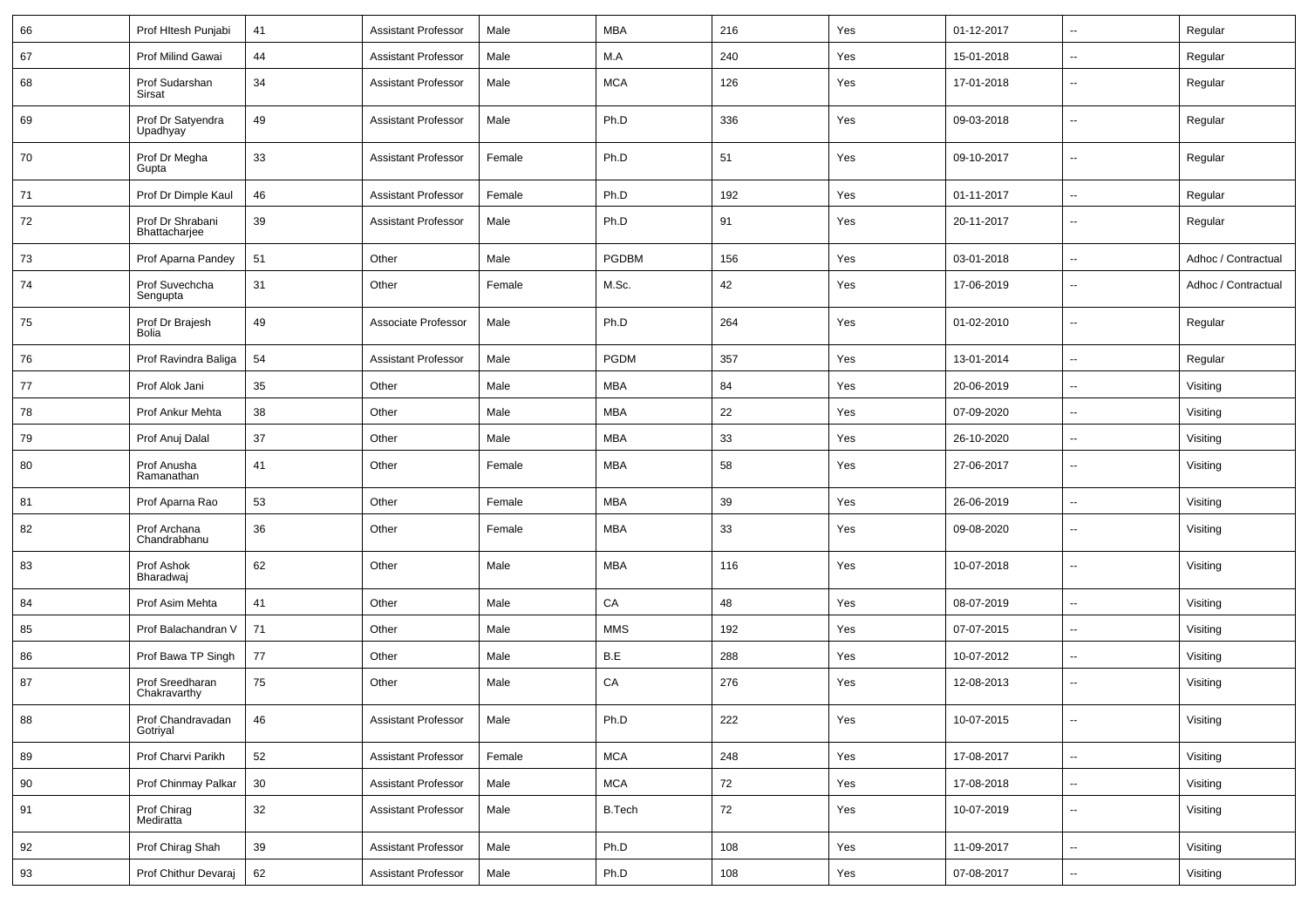| 66 | Prof HItesh Punjabi | 41 | Assistant Professor | Male | MBA | 216 | Yes | 01-12-2017 | -- | Regular |
|---|---|---|---|---|---|---|---|---|---|---|
| 67 | Prof Milind Gawai | 44 | Assistant Professor | Male | M.A | 240 | Yes | 15-01-2018 | -- | Regular |
| 68 | Prof Sudarshan Sirsat | 34 | Assistant Professor | Male | MCA | 126 | Yes | 17-01-2018 | -- | Regular |
| 69 | Prof Dr Satyendra Upadhyay | 49 | Assistant Professor | Male | Ph.D | 336 | Yes | 09-03-2018 | -- | Regular |
| 70 | Prof Dr Megha Gupta | 33 | Assistant Professor | Female | Ph.D | 51 | Yes | 09-10-2017 | -- | Regular |
| 71 | Prof Dr Dimple Kaul | 46 | Assistant Professor | Female | Ph.D | 192 | Yes | 01-11-2017 | -- | Regular |
| 72 | Prof Dr Shrabani Bhattacharjee | 39 | Assistant Professor | Male | Ph.D | 91 | Yes | 20-11-2017 | -- | Regular |
| 73 | Prof Aparna Pandey | 51 | Other | Male | PGDBM | 156 | Yes | 03-01-2018 | -- | Adhoc / Contractual |
| 74 | Prof Suvechcha Sengupta | 31 | Other | Female | M.Sc. | 42 | Yes | 17-06-2019 | -- | Adhoc / Contractual |
| 75 | Prof Dr Brajesh Bolia | 49 | Associate Professor | Male | Ph.D | 264 | Yes | 01-02-2010 | -- | Regular |
| 76 | Prof Ravindra Baliga | 54 | Assistant Professor | Male | PGDM | 357 | Yes | 13-01-2014 | -- | Regular |
| 77 | Prof Alok Jani | 35 | Other | Male | MBA | 84 | Yes | 20-06-2019 | -- | Visiting |
| 78 | Prof Ankur Mehta | 38 | Other | Male | MBA | 22 | Yes | 07-09-2020 | -- | Visiting |
| 79 | Prof Anuj Dalal | 37 | Other | Male | MBA | 33 | Yes | 26-10-2020 | -- | Visiting |
| 80 | Prof Anusha Ramanathan | 41 | Other | Female | MBA | 58 | Yes | 27-06-2017 | -- | Visiting |
| 81 | Prof Aparna Rao | 53 | Other | Female | MBA | 39 | Yes | 26-06-2019 | -- | Visiting |
| 82 | Prof Archana Chandrabhanu | 36 | Other | Female | MBA | 33 | Yes | 09-08-2020 | -- | Visiting |
| 83 | Prof Ashok Bharadwaj | 62 | Other | Male | MBA | 116 | Yes | 10-07-2018 | -- | Visiting |
| 84 | Prof Asim Mehta | 41 | Other | Male | CA | 48 | Yes | 08-07-2019 | -- | Visiting |
| 85 | Prof Balachandran V | 71 | Other | Male | MMS | 192 | Yes | 07-07-2015 | -- | Visiting |
| 86 | Prof Bawa TP Singh | 77 | Other | Male | B.E | 288 | Yes | 10-07-2012 | -- | Visiting |
| 87 | Prof Sreedharan Chakravarthy | 75 | Other | Male | CA | 276 | Yes | 12-08-2013 | -- | Visiting |
| 88 | Prof Chandravadan Gotriyal | 46 | Assistant Professor | Male | Ph.D | 222 | Yes | 10-07-2015 | -- | Visiting |
| 89 | Prof Charvi Parikh | 52 | Assistant Professor | Female | MCA | 248 | Yes | 17-08-2017 | -- | Visiting |
| 90 | Prof Chinmay Palkar | 30 | Assistant Professor | Male | MCA | 72 | Yes | 17-08-2018 | -- | Visiting |
| 91 | Prof Chirag Mediratta | 32 | Assistant Professor | Male | B.Tech | 72 | Yes | 10-07-2019 | -- | Visiting |
| 92 | Prof Chirag Shah | 39 | Assistant Professor | Male | Ph.D | 108 | Yes | 11-09-2017 | -- | Visiting |
| 93 | Prof Chithur Devaraj | 62 | Assistant Professor | Male | Ph.D | 108 | Yes | 07-08-2017 | -- | Visiting |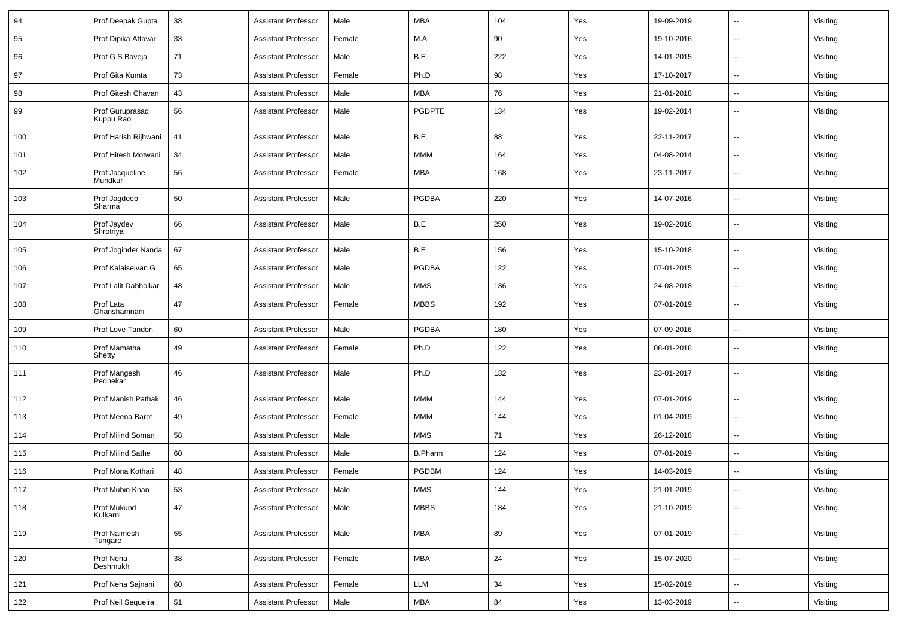| 94 | Prof Deepak Gupta | 38 | Assistant Professor | Male | MBA | 104 | Yes | 19-09-2019 | -- | Visiting |
|---|---|---|---|---|---|---|---|---|---|---|
| 95 | Prof Dipika Attavar | 33 | Assistant Professor | Female | M.A | 90 | Yes | 19-10-2016 | -- | Visiting |
| 96 | Prof G S Baveja | 71 | Assistant Professor | Male | B.E | 222 | Yes | 14-01-2015 | -- | Visiting |
| 97 | Prof Gita Kumta | 73 | Assistant Professor | Female | Ph.D | 98 | Yes | 17-10-2017 | -- | Visiting |
| 98 | Prof Gitesh Chavan | 43 | Assistant Professor | Male | MBA | 76 | Yes | 21-01-2018 | -- | Visiting |
| 99 | Prof Guruprasad Kuppu Rao | 56 | Assistant Professor | Male | PGDPTE | 134 | Yes | 19-02-2014 | -- | Visiting |
| 100 | Prof Harish Rijhwani | 41 | Assistant Professor | Male | B.E | 88 | Yes | 22-11-2017 | -- | Visiting |
| 101 | Prof Hitesh Motwani | 34 | Assistant Professor | Male | MMM | 164 | Yes | 04-08-2014 | -- | Visiting |
| 102 | Prof Jacqueline Mundkur | 56 | Assistant Professor | Female | MBA | 168 | Yes | 23-11-2017 | -- | Visiting |
| 103 | Prof Jagdeep Sharma | 50 | Assistant Professor | Male | PGDBA | 220 | Yes | 14-07-2016 | -- | Visiting |
| 104 | Prof Jaydev Shrotriya | 66 | Assistant Professor | Male | B.E | 250 | Yes | 19-02-2016 | -- | Visiting |
| 105 | Prof Joginder Nanda | 67 | Assistant Professor | Male | B.E | 156 | Yes | 15-10-2018 | -- | Visiting |
| 106 | Prof Kalaiselvan G | 65 | Assistant Professor | Male | PGDBA | 122 | Yes | 07-01-2015 | -- | Visiting |
| 107 | Prof Lalit Dabholkar | 48 | Assistant Professor | Male | MMS | 136 | Yes | 24-08-2018 | -- | Visiting |
| 108 | Prof Lata Ghanshamnani | 47 | Assistant Professor | Female | MBBS | 192 | Yes | 07-01-2019 | -- | Visiting |
| 109 | Prof Love Tandon | 60 | Assistant Professor | Male | PGDBA | 180 | Yes | 07-09-2016 | -- | Visiting |
| 110 | Prof Mamatha Shetty | 49 | Assistant Professor | Female | Ph.D | 122 | Yes | 08-01-2018 | -- | Visiting |
| 111 | Prof Mangesh Pednekar | 46 | Assistant Professor | Male | Ph.D | 132 | Yes | 23-01-2017 | -- | Visiting |
| 112 | Prof Manish Pathak | 46 | Assistant Professor | Male | MMM | 144 | Yes | 07-01-2019 | -- | Visiting |
| 113 | Prof Meena Barot | 49 | Assistant Professor | Female | MMM | 144 | Yes | 01-04-2019 | -- | Visiting |
| 114 | Prof Milind Soman | 58 | Assistant Professor | Male | MMS | 71 | Yes | 26-12-2018 | -- | Visiting |
| 115 | Prof Milind Sathe | 60 | Assistant Professor | Male | B.Pharm | 124 | Yes | 07-01-2019 | -- | Visiting |
| 116 | Prof Mona Kothari | 48 | Assistant Professor | Female | PGDBM | 124 | Yes | 14-03-2019 | -- | Visiting |
| 117 | Prof Mubin Khan | 53 | Assistant Professor | Male | MMS | 144 | Yes | 21-01-2019 | -- | Visiting |
| 118 | Prof Mukund Kulkarni | 47 | Assistant Professor | Male | MBBS | 184 | Yes | 21-10-2019 | -- | Visiting |
| 119 | Prof Naimesh Tungare | 55 | Assistant Professor | Male | MBA | 89 | Yes | 07-01-2019 | -- | Visiting |
| 120 | Prof Neha Deshmukh | 38 | Assistant Professor | Female | MBA | 24 | Yes | 15-07-2020 | -- | Visiting |
| 121 | Prof Neha Sajnani | 60 | Assistant Professor | Female | LLM | 34 | Yes | 15-02-2019 | -- | Visiting |
| 122 | Prof Neil Sequeira | 51 | Assistant Professor | Male | MBA | 84 | Yes | 13-03-2019 | -- | Visiting |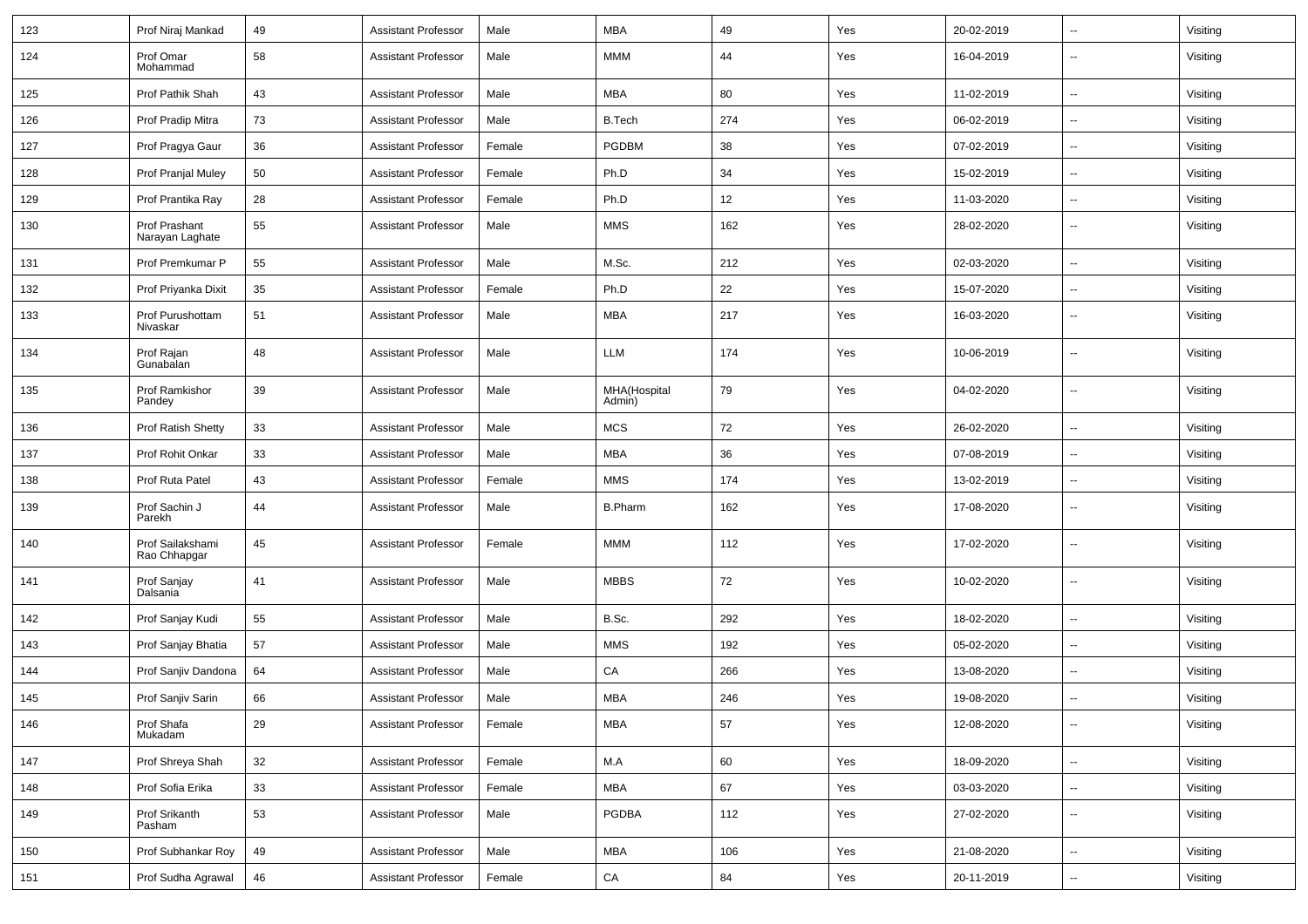| | | | | | | | | | | |
|---|---|---|---|---|---|---|---|---|---|---|
| 123 | Prof Niraj Mankad | 49 | Assistant Professor | Male | MBA | 49 | Yes | 20-02-2019 | -- | Visiting |
| 124 | Prof Omar Mohammad | 58 | Assistant Professor | Male | MMM | 44 | Yes | 16-04-2019 | -- | Visiting |
| 125 | Prof Pathik Shah | 43 | Assistant Professor | Male | MBA | 80 | Yes | 11-02-2019 | -- | Visiting |
| 126 | Prof Pradip Mitra | 73 | Assistant Professor | Male | B.Tech | 274 | Yes | 06-02-2019 | -- | Visiting |
| 127 | Prof Pragya Gaur | 36 | Assistant Professor | Female | PGDBM | 38 | Yes | 07-02-2019 | -- | Visiting |
| 128 | Prof Pranjal Muley | 50 | Assistant Professor | Female | Ph.D | 34 | Yes | 15-02-2019 | -- | Visiting |
| 129 | Prof Prantika Ray | 28 | Assistant Professor | Female | Ph.D | 12 | Yes | 11-03-2020 | -- | Visiting |
| 130 | Prof Prashant Narayan Laghate | 55 | Assistant Professor | Male | MMS | 162 | Yes | 28-02-2020 | -- | Visiting |
| 131 | Prof Premkumar P | 55 | Assistant Professor | Male | M.Sc. | 212 | Yes | 02-03-2020 | -- | Visiting |
| 132 | Prof Priyanka Dixit | 35 | Assistant Professor | Female | Ph.D | 22 | Yes | 15-07-2020 | -- | Visiting |
| 133 | Prof Purushottam Nivaskar | 51 | Assistant Professor | Male | MBA | 217 | Yes | 16-03-2020 | -- | Visiting |
| 134 | Prof Rajan Gunabalan | 48 | Assistant Professor | Male | LLM | 174 | Yes | 10-06-2019 | -- | Visiting |
| 135 | Prof Ramkishor Pandey | 39 | Assistant Professor | Male | MHA(Hospital Admin) | 79 | Yes | 04-02-2020 | -- | Visiting |
| 136 | Prof Ratish Shetty | 33 | Assistant Professor | Male | MCS | 72 | Yes | 26-02-2020 | -- | Visiting |
| 137 | Prof Rohit Onkar | 33 | Assistant Professor | Male | MBA | 36 | Yes | 07-08-2019 | -- | Visiting |
| 138 | Prof Ruta Patel | 43 | Assistant Professor | Female | MMS | 174 | Yes | 13-02-2019 | -- | Visiting |
| 139 | Prof Sachin J Parekh | 44 | Assistant Professor | Male | B.Pharm | 162 | Yes | 17-08-2020 | -- | Visiting |
| 140 | Prof Sailakshami Rao Chhapgar | 45 | Assistant Professor | Female | MMM | 112 | Yes | 17-02-2020 | -- | Visiting |
| 141 | Prof Sanjay Dalsania | 41 | Assistant Professor | Male | MBBS | 72 | Yes | 10-02-2020 | -- | Visiting |
| 142 | Prof Sanjay Kudi | 55 | Assistant Professor | Male | B.Sc. | 292 | Yes | 18-02-2020 | -- | Visiting |
| 143 | Prof Sanjay Bhatia | 57 | Assistant Professor | Male | MMS | 192 | Yes | 05-02-2020 | -- | Visiting |
| 144 | Prof Sanjiv Dandona | 64 | Assistant Professor | Male | CA | 266 | Yes | 13-08-2020 | -- | Visiting |
| 145 | Prof Sanjiv Sarin | 66 | Assistant Professor | Male | MBA | 246 | Yes | 19-08-2020 | -- | Visiting |
| 146 | Prof Shafa Mukadam | 29 | Assistant Professor | Female | MBA | 57 | Yes | 12-08-2020 | -- | Visiting |
| 147 | Prof Shreya Shah | 32 | Assistant Professor | Female | M.A | 60 | Yes | 18-09-2020 | -- | Visiting |
| 148 | Prof Sofia Erika | 33 | Assistant Professor | Female | MBA | 67 | Yes | 03-03-2020 | -- | Visiting |
| 149 | Prof Srikanth Pasham | 53 | Assistant Professor | Male | PGDBA | 112 | Yes | 27-02-2020 | -- | Visiting |
| 150 | Prof Subhankar Roy | 49 | Assistant Professor | Male | MBA | 106 | Yes | 21-08-2020 | -- | Visiting |
| 151 | Prof Sudha Agrawal | 46 | Assistant Professor | Female | CA | 84 | Yes | 20-11-2019 | -- | Visiting |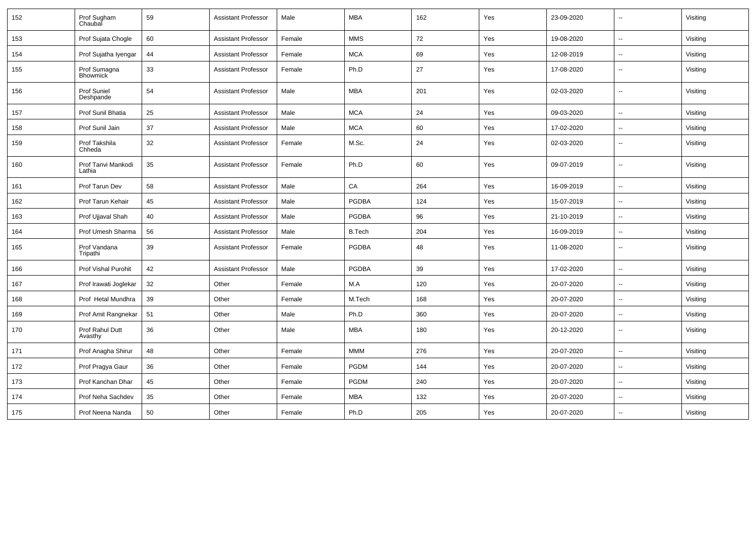| | | | | | | | | | | |
|---|---|---|---|---|---|---|---|---|---|---|
| 152 | Prof Sugham Chaubal | 59 | Assistant Professor | Male | MBA | 162 | Yes | 23-09-2020 | -- | Visiting |
| 153 | Prof Sujata Chogle | 60 | Assistant Professor | Female | MMS | 72 | Yes | 19-08-2020 | -- | Visiting |
| 154 | Prof Sujatha Iyengar | 44 | Assistant Professor | Female | MCA | 69 | Yes | 12-08-2019 | -- | Visiting |
| 155 | Prof Sumagna Bhowmick | 33 | Assistant Professor | Female | Ph.D | 27 | Yes | 17-08-2020 | -- | Visiting |
| 156 | Prof Suniel Deshpande | 54 | Assistant Professor | Male | MBA | 201 | Yes | 02-03-2020 | -- | Visiting |
| 157 | Prof Sunil Bhatia | 25 | Assistant Professor | Male | MCA | 24 | Yes | 09-03-2020 | -- | Visiting |
| 158 | Prof Sunil Jain | 37 | Assistant Professor | Male | MCA | 60 | Yes | 17-02-2020 | -- | Visiting |
| 159 | Prof Takshila Chheda | 32 | Assistant Professor | Female | M.Sc. | 24 | Yes | 02-03-2020 | -- | Visiting |
| 160 | Prof Tanvi Mankodi Lathia | 35 | Assistant Professor | Female | Ph.D | 60 | Yes | 09-07-2019 | -- | Visiting |
| 161 | Prof Tarun Dev | 58 | Assistant Professor | Male | CA | 264 | Yes | 16-09-2019 | -- | Visiting |
| 162 | Prof Tarun Kehair | 45 | Assistant Professor | Male | PGDBA | 124 | Yes | 15-07-2019 | -- | Visiting |
| 163 | Prof Ujjaval Shah | 40 | Assistant Professor | Male | PGDBA | 96 | Yes | 21-10-2019 | -- | Visiting |
| 164 | Prof Umesh Sharma | 56 | Assistant Professor | Male | B.Tech | 204 | Yes | 16-09-2019 | -- | Visiting |
| 165 | Prof Vandana Tripathi | 39 | Assistant Professor | Female | PGDBA | 48 | Yes | 11-08-2020 | -- | Visiting |
| 166 | Prof Vishal Purohit | 42 | Assistant Professor | Male | PGDBA | 39 | Yes | 17-02-2020 | -- | Visiting |
| 167 | Prof Irawati Joglekar | 32 | Other | Female | M.A | 120 | Yes | 20-07-2020 | -- | Visiting |
| 168 | Prof Hetal Mundhra | 39 | Other | Female | M.Tech | 168 | Yes | 20-07-2020 | -- | Visiting |
| 169 | Prof Amit Rangnekar | 51 | Other | Male | Ph.D | 360 | Yes | 20-07-2020 | -- | Visiting |
| 170 | Prof Rahul Dutt Avasthy | 36 | Other | Male | MBA | 180 | Yes | 20-12-2020 | -- | Visiting |
| 171 | Prof Anagha Shirur | 48 | Other | Female | MMM | 276 | Yes | 20-07-2020 | -- | Visiting |
| 172 | Prof Pragya Gaur | 36 | Other | Female | PGDM | 144 | Yes | 20-07-2020 | -- | Visiting |
| 173 | Prof Kanchan Dhar | 45 | Other | Female | PGDM | 240 | Yes | 20-07-2020 | -- | Visiting |
| 174 | Prof Neha Sachdev | 35 | Other | Female | MBA | 132 | Yes | 20-07-2020 | -- | Visiting |
| 175 | Prof Neena Nanda | 50 | Other | Female | Ph.D | 205 | Yes | 20-07-2020 | -- | Visiting |